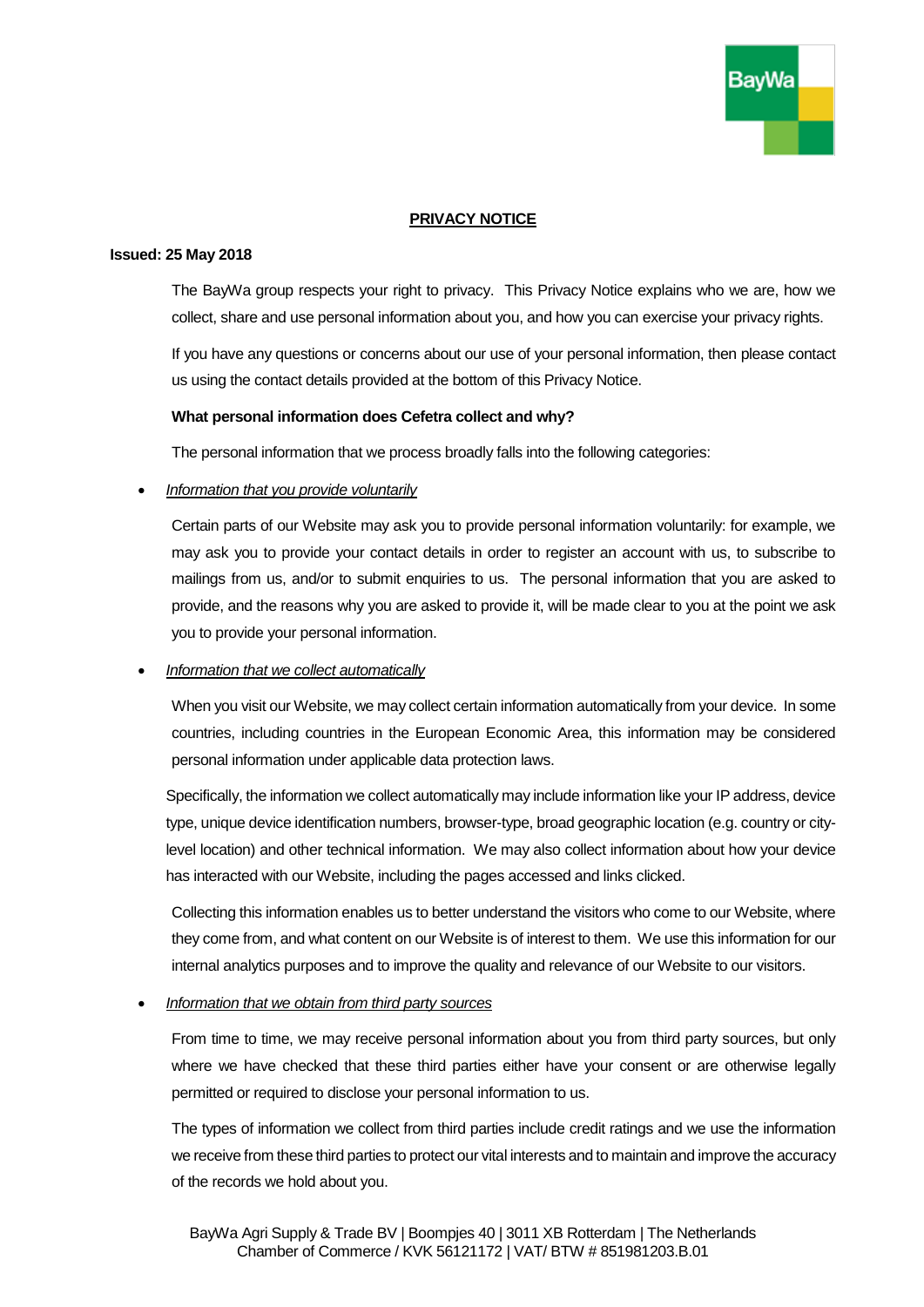# PRIVACY NOTICE

**Issued: 25 May 2018**

The BayWa group respects your right to privacy. This Privacy Notice explains who we are, how we collect, share and use personal information about you, and how you can exercise your privacy rights.

If you have any questions or concerns about our use of your personal information, then please contact us using the contact details provided at the bottom of this Privacy Notice.

**What personal information does Cefetra collect and why?**

The personal information that we process broadly falls into the following categories:

- *Information that you provide voluntarily*

  Certain parts of our Website may ask you to provide personal information voluntarily: for example, we may ask you to provide your contact details in order to register an account with us, to subscribe to mailings from us, and/or to submit enquiries to us. The personal information that you are asked to provide, and the reasons why you are asked to provide it, will be made clear to you at the point we ask you to provide your personal information.

- *Information that we collect automatically*

  When you visit our Website, we may collect certain information automatically from your device. In some countries, including countries in the European Economic Area, this information may be considered personal information under applicable data protection laws.

  Specifically, the information we collect automatically may include information like your IP address, device type, unique device identification numbers, browser-type, broad geographic location (e.g. country or city-level location) and other technical information. We may also collect information about how your device has interacted with our Website, including the pages accessed and links clicked.

  Collecting this information enables us to better understand the visitors who come to our Website, where they come from, and what content on our Website is of interest to them. We use this information for our internal analytics purposes and to improve the quality and relevance of our Website to our visitors.

- *Information that we obtain from third party sources*

  From time to time, we may receive personal information about you from third party sources, but only where we have checked that these third parties either have your consent or are otherwise legally permitted or required to disclose your personal information to us.

  The types of information we collect from third parties include credit ratings and we use the information we receive from these third parties to protect our vital interests and to maintain and improve the accuracy of the records we hold about you.

BayWa Agri Supply & Trade BV | Boompjes 40 | 3011 XB Rotterdam | The Netherlands
Chamber of Commerce / KVK 56121172 | VAT/ BTW # 851981203.B.01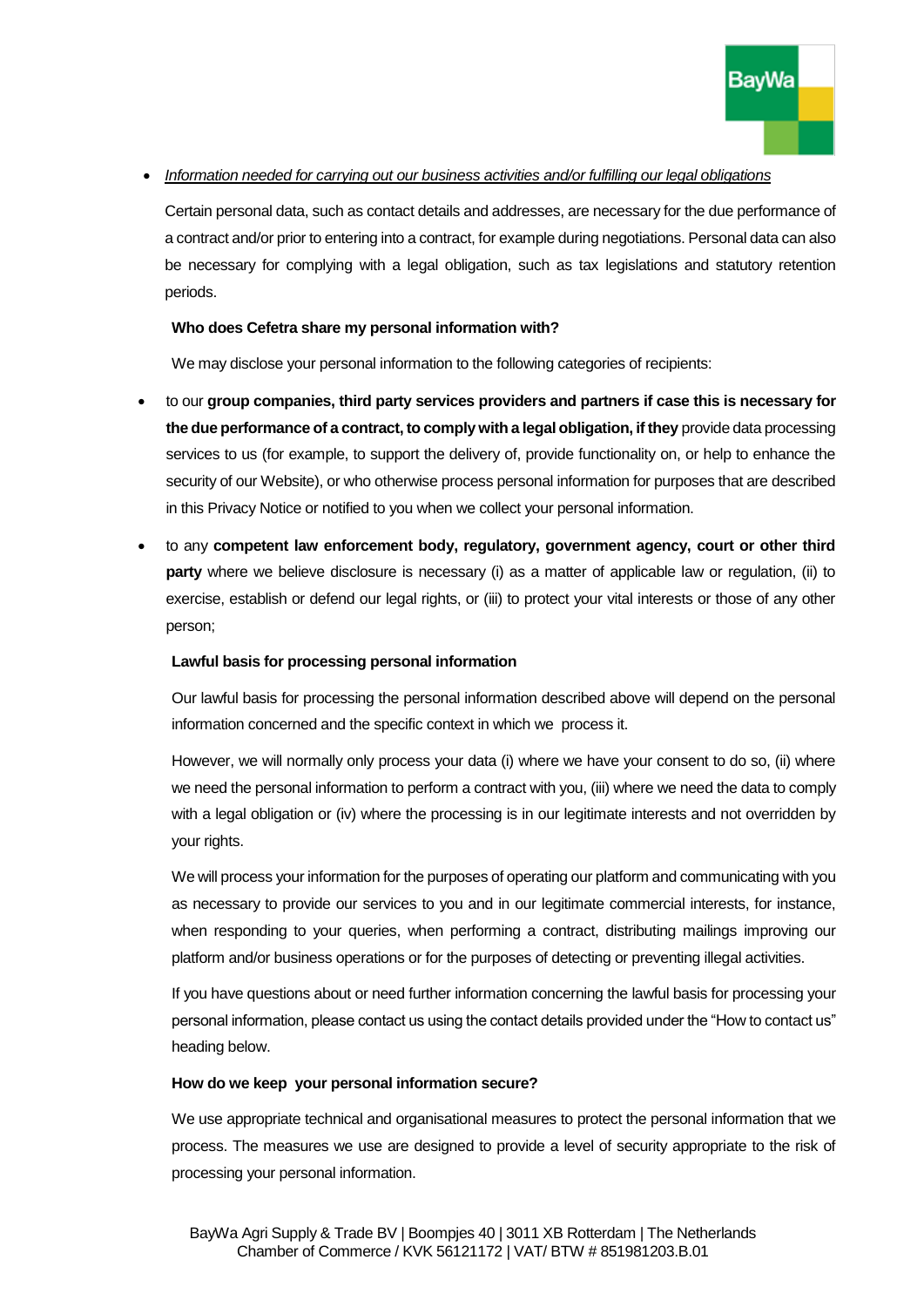- *Information needed for carrying out our business activities and/or fulfilling our legal obligations*

  Certain personal data, such as contact details and addresses, are necessary for the due performance of a contract and/or prior to entering into a contract, for example during negotiations. Personal data can also be necessary for complying with a legal obligation, such as tax legislations and statutory retention periods.

**Who does Cefetra share my personal information with?**

We may disclose your personal information to the following categories of recipients:

- to our **group companies, third party services providers and partners if case this is necessary for the due performance of a contract, to comply with a legal obligation, if they** provide data processing services to us (for example, to support the delivery of, provide functionality on, or help to enhance the security of our Website), or who otherwise process personal information for purposes that are described in this Privacy Notice or notified to you when we collect your personal information.
- to any **competent law enforcement body, regulatory, government agency, court or other third party** where we believe disclosure is necessary (i) as a matter of applicable law or regulation, (ii) to exercise, establish or defend our legal rights, or (iii) to protect your vital interests or those of any other person;

**Lawful basis for processing personal information**

Our lawful basis for processing the personal information described above will depend on the personal information concerned and the specific context in which we process it.

However, we will normally only process your data (i) where we have your consent to do so, (ii) where we need the personal information to perform a contract with you, (iii) where we need the data to comply with a legal obligation or (iv) where the processing is in our legitimate interests and not overridden by your rights.

We will process your information for the purposes of operating our platform and communicating with you as necessary to provide our services to you and in our legitimate commercial interests, for instance, when responding to your queries, when performing a contract, distributing mailings improving our platform and/or business operations or for the purposes of detecting or preventing illegal activities.

If you have questions about or need further information concerning the lawful basis for processing your personal information, please contact us using the contact details provided under the "How to contact us" heading below.

**How do we keep your personal information secure?**

We use appropriate technical and organisational measures to protect the personal information that we process. The measures we use are designed to provide a level of security appropriate to the risk of processing your personal information.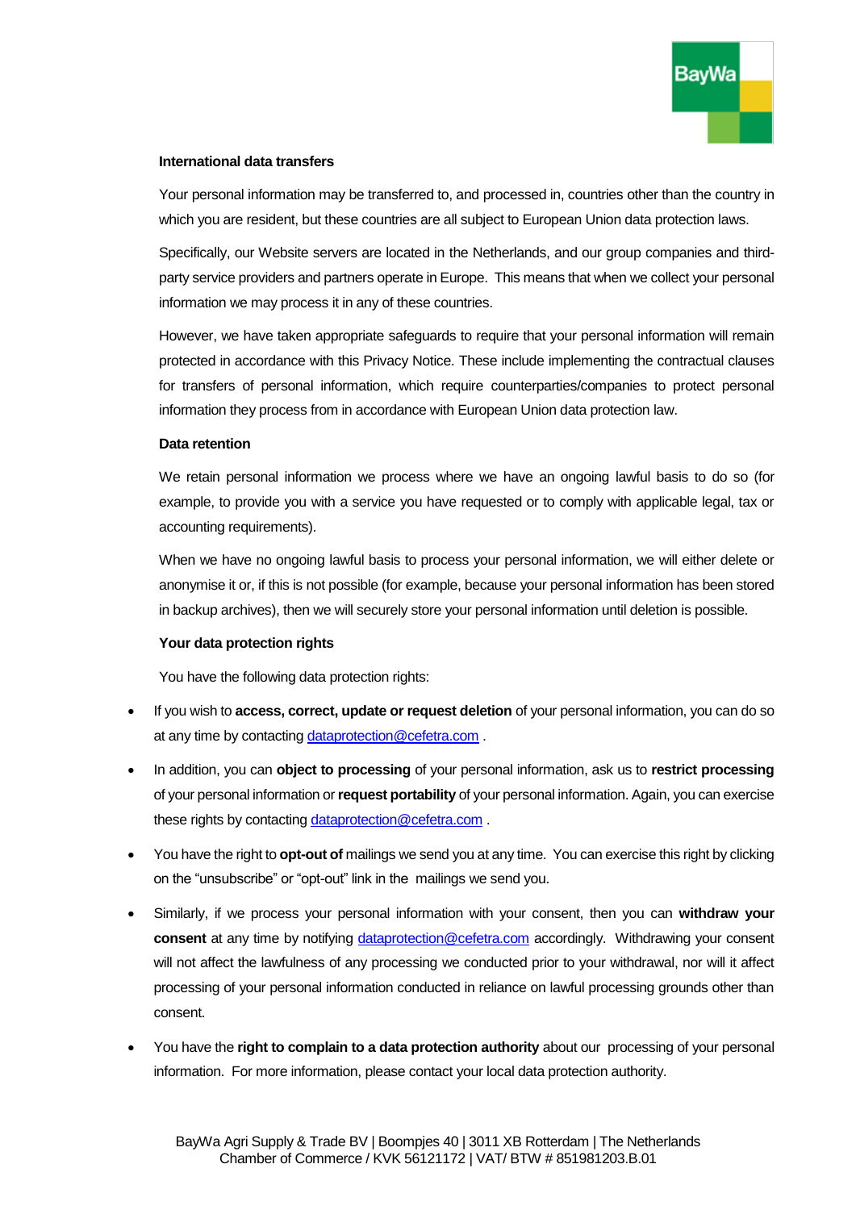**International data transfers**

Your personal information may be transferred to, and processed in, countries other than the country in which you are resident, but these countries are all subject to European Union data protection laws.

Specifically, our Website servers are located in the Netherlands, and our group companies and third-party service providers and partners operate in Europe. This means that when we collect your personal information we may process it in any of these countries.

However, we have taken appropriate safeguards to require that your personal information will remain protected in accordance with this Privacy Notice. These include implementing the contractual clauses for transfers of personal information, which require counterparties/companies to protect personal information they process from in accordance with European Union data protection law.

**Data retention**

We retain personal information we process where we have an ongoing lawful basis to do so (for example, to provide you with a service you have requested or to comply with applicable legal, tax or accounting requirements).

When we have no ongoing lawful basis to process your personal information, we will either delete or anonymise it or, if this is not possible (for example, because your personal information has been stored in backup archives), then we will securely store your personal information until deletion is possible.

**Your data protection rights**

You have the following data protection rights:

- If you wish to **access, correct, update or request deletion** of your personal information, you can do so at any time by contacting dataprotection@cefetra.com .
- In addition, you can **object to processing** of your personal information, ask us to **restrict processing** of your personal information or **request portability** of your personal information. Again, you can exercise these rights by contacting dataprotection@cefetra.com .
- You have the right to **opt-out of** mailings we send you at any time. You can exercise this right by clicking on the "unsubscribe" or "opt-out" link in the mailings we send you.
- Similarly, if we process your personal information with your consent, then you can **withdraw your consent** at any time by notifying dataprotection@cefetra.com accordingly. Withdrawing your consent will not affect the lawfulness of any processing we conducted prior to your withdrawal, nor will it affect processing of your personal information conducted in reliance on lawful processing grounds other than consent.
- You have the **right to complain to a data protection authority** about our processing of your personal information. For more information, please contact your local data protection authority.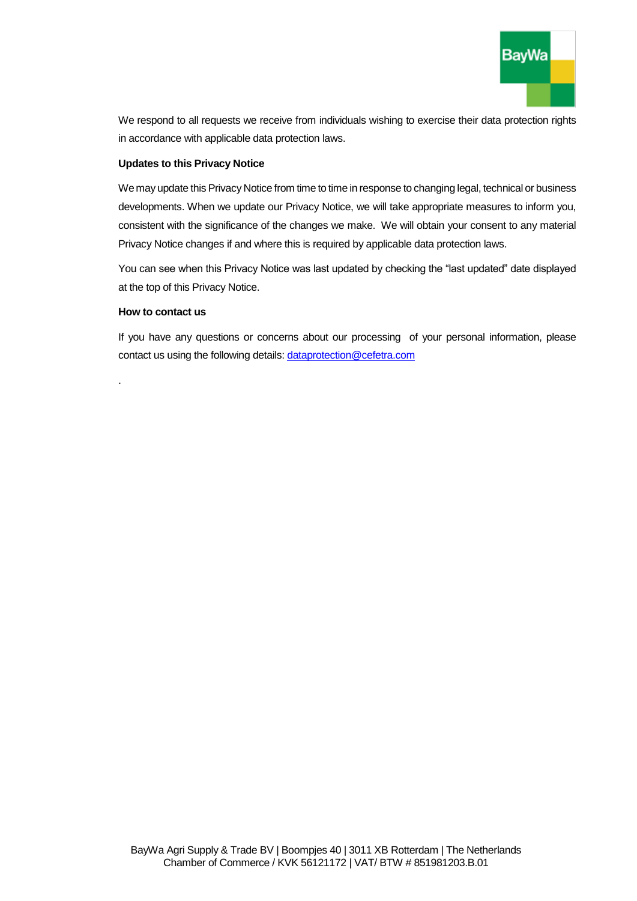We respond to all requests we receive from individuals wishing to exercise their data protection rights in accordance with applicable data protection laws.

**Updates to this Privacy Notice**

We may update this Privacy Notice from time to time in response to changing legal, technical or business developments. When we update our Privacy Notice, we will take appropriate measures to inform you, consistent with the significance of the changes we make. We will obtain your consent to any material Privacy Notice changes if and where this is required by applicable data protection laws.

You can see when this Privacy Notice was last updated by checking the "last updated" date displayed at the top of this Privacy Notice.

**How to contact us**

If you have any questions or concerns about our processing of your personal information, please contact us using the following details: dataprotection@cefetra.com

.

BayWa Agri Supply & Trade BV | Boompjes 40 | 3011 XB Rotterdam | The Netherlands
Chamber of Commerce / KVK 56121172 | VAT/ BTW # 851981203.B.01